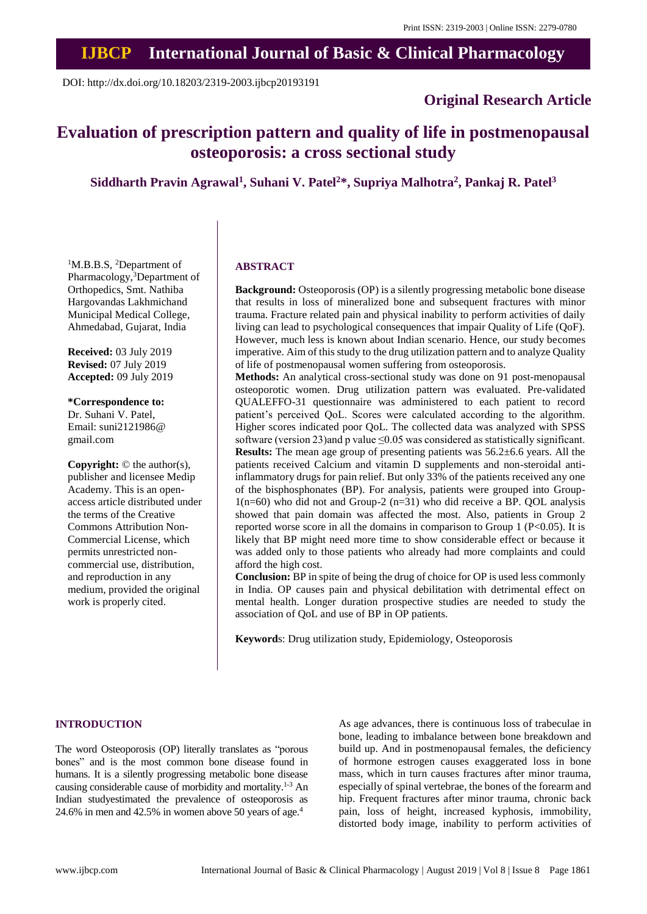DOI: http://dx.doi.org/10.18203/2319-2003.ijbcp20193191

**Original Research Article**

# Evaluation of prescription pattern and quality of life in postmenopausal osteoporosis: a cross sectional study

**Siddharth Pravin Agrawal[1], Suhani V. Patel[2]*, Supriya Malhotra[2], Pankaj R. Patel[3]**

[1]M.B.B.S, [2]Department of Pharmacology,[3]Department of Orthopedics, Smt. Nathiba Hargovandas Lakhmichand Municipal Medical College, Ahmedabad, Gujarat, India

**Received:** 03 July 2019
**Revised:** 07 July 2019
**Accepted:** 09 July 2019

***Correspondence to:**
Dr. Suhani V. Patel,
Email: suni2121986@gmail.com

**Copyright:** © the author(s), publisher and licensee Medip Academy. This is an open-access article distributed under the terms of the Creative Commons Attribution Non-Commercial License, which permits unrestricted non-commercial use, distribution, and reproduction in any medium, provided the original work is properly cited.

## ABSTRACT

**Background:** Osteoporosis (OP) is a silently progressing metabolic bone disease that results in loss of mineralized bone and subsequent fractures with minor trauma. Fracture related pain and physical inability to perform activities of daily living can lead to psychological consequences that impair Quality of Life (QoF). However, much less is known about Indian scenario. Hence, our study becomes imperative. Aim of this study to the drug utilization pattern and to analyze Quality of life of postmenopausal women suffering from osteoporosis.

**Methods:** An analytical cross-sectional study was done on 91 post-menopausal osteoporotic women. Drug utilization pattern was evaluated. Pre-validated QUALEFFO-31 questionnaire was administered to each patient to record patient's perceived QoL. Scores were calculated according to the algorithm. Higher scores indicated poor QoL. The collected data was analyzed with SPSS software (version 23)and p value $\leq 0.05$ was considered as statistically significant.

**Results:** The mean age group of presenting patients was 56.2±6.6 years. All the patients received Calcium and vitamin D supplements and non-steroidal anti-inflammatory drugs for pain relief. But only 33% of the patients received any one of the bisphosphonates (BP). For analysis, patients were grouped into Group-1(n=60) who did not and Group-2 (n=31) who did receive a BP. QOL analysis showed that pain domain was affected the most. Also, patients in Group 2 reported worse score in all the domains in comparison to Group 1 ($P<0.05$). It is likely that BP might need more time to show considerable effect or because it was added only to those patients who already had more complaints and could afford the high cost.

**Conclusion:** BP in spite of being the drug of choice for OP is used less commonly in India. OP causes pain and physical debilitation with detrimental effect on mental health. Longer duration prospective studies are needed to study the association of QoL and use of BP in OP patients.

**Keywords**: Drug utilization study, Epidemiology, Osteoporosis

## INTRODUCTION

The word Osteoporosis (OP) literally translates as "porous bones" and is the most common bone disease found in humans. It is a silently progressing metabolic bone disease causing considerable cause of morbidity and mortality.[1-3] An Indian studyestimated the prevalence of osteoporosis as 24.6% in men and 42.5% in women above 50 years of age.[4]

As age advances, there is continuous loss of trabeculae in bone, leading to imbalance between bone breakdown and build up. And in postmenopausal females, the deficiency of hormone estrogen causes exaggerated loss in bone mass, which in turn causes fractures after minor trauma, especially of spinal vertebrae, the bones of the forearm and hip. Frequent fractures after minor trauma, chronic back pain, loss of height, increased kyphosis, immobility, distorted body image, inability to perform activities of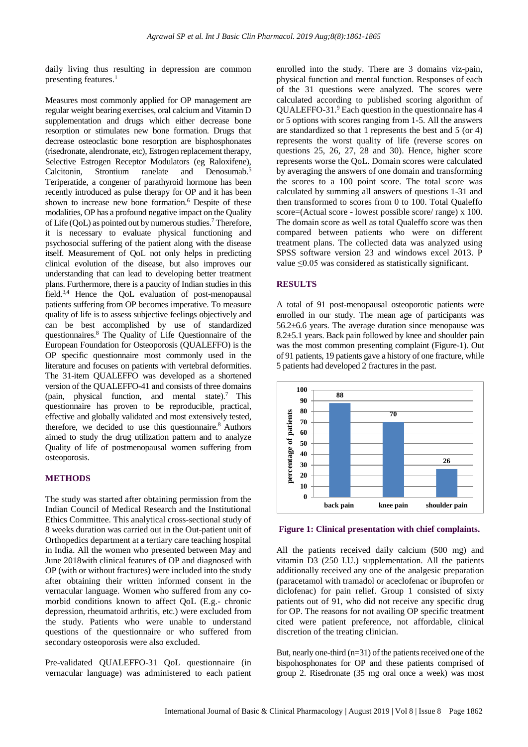daily living thus resulting in depression are common presenting features.[1]

Measures most commonly applied for OP management are regular weight bearing exercises, oral calcium and Vitamin D supplementation and drugs which either decrease bone resorption or stimulates new bone formation. Drugs that decrease osteoclastic bone resorption are bisphosphonates (risedronate, alendronate, etc), Estrogen replacement therapy, Selective Estrogen Receptor Modulators (eg Raloxifene), Calcitonin, Strontium ranelate and Denosumab.[5] Teriperatide, a congener of parathyroid hormone has been recently introduced as pulse therapy for OP and it has been shown to increase new bone formation.[6] Despite of these modalities, OP has a profound negative impact on the Quality of Life (QoL) as pointed out by numerous studies.[7] Therefore, it is necessary to evaluate physical functioning and psychosocial suffering of the patient along with the disease itself. Measurement of QoL not only helps in predicting clinical evolution of the disease, but also improves our understanding that can lead to developing better treatment plans. Furthermore, there is a paucity of Indian studies in this field.[3,4] Hence the QoL evaluation of post-menopausal patients suffering from OP becomes imperative. To measure quality of life is to assess subjective feelings objectively and can be best accomplished by use of standardized questionnaires.[8] The Quality of Life Questionnaire of the European Foundation for Osteoporosis (QUALEFFO) is the OP specific questionnaire most commonly used in the literature and focuses on patients with vertebral deformities. The 31-item QUALEFFO was developed as a shortened version of the QUALEFFO-41 and consists of three domains (pain, physical function, and mental state).[7] This questionnaire has proven to be reproducible, practical, effective and globally validated and most extensively tested, therefore, we decided to use this questionnaire.[8] Authors aimed to study the drug utilization pattern and to analyze Quality of life of postmenopausal women suffering from osteoporosis.

## METHODS

The study was started after obtaining permission from the Indian Council of Medical Research and the Institutional Ethics Committee. This analytical cross-sectional study of 8 weeks duration was carried out in the Out-patient unit of Orthopedics department at a tertiary care teaching hospital in India. All the women who presented between May and June 2018with clinical features of OP and diagnosed with OP (with or without fractures) were included into the study after obtaining their written informed consent in the vernacular language. Women who suffered from any co-morbid conditions known to affect QoL (E.g.- chronic depression, rheumatoid arthritis, etc.) were excluded from the study. Patients who were unable to understand questions of the questionnaire or who suffered from secondary osteoporosis were also excluded.

Pre-validated QUALEFFO-31 QoL questionnaire (in vernacular language) was administered to each patient enrolled into the study. There are 3 domains viz-pain, physical function and mental function. Responses of each of the 31 questions were analyzed. The scores were calculated according to published scoring algorithm of QUALEFFO-31.[9] Each question in the questionnaire has 4 or 5 options with scores ranging from 1-5. All the answers are standardized so that 1 represents the best and 5 (or 4) represents the worst quality of life (reverse scores on questions 25, 26, 27, 28 and 30). Hence, higher score represents worse the QoL. Domain scores were calculated by averaging the answers of one domain and transforming the scores to a 100 point score. The total score was calculated by summing all answers of questions 1-31 and then transformed to scores from 0 to 100. Total Qualeffo score=(Actual score - lowest possible score/ range) x 100. The domain score as well as total Qualeffo score was then compared between patients who were on different treatment plans. The collected data was analyzed using SPSS software version 23 and windows excel 2013. P value $\leq 0.05$ was considered as statistically significant.

## RESULTS

A total of 91 post-menopausal osteoporotic patients were enrolled in our study. The mean age of participants was 56.2±6.6 years. The average duration since menopause was 8.2±5.1 years. Back pain followed by knee and shoulder pain was the most common presenting complaint (Figure-1). Out of 91 patients, 19 patients gave a history of one fracture, while 5 patients had developed 2 fractures in the past.

| Chief complaint | Percentage of patients |
|---|---|
| back pain | 88 |
| knee pain | 70 |
| shoulder pain | 26 |

**Figure 1: Clinical presentation with chief complaints.**

All the patients received daily calcium (500 mg) and vitamin D3 (250 I.U.) supplementation. All the patients additionally received any one of the analgesic preparation (paracetamol with tramadol or aceclofenac or ibuprofen or diclofenac) for pain relief. Group 1 consisted of sixty patients out of 91, who did not receive any specific drug for OP. The reasons for not availing OP specific treatment cited were patient preference, not affordable, clinical discretion of the treating clinician.

But, nearly one-third (n=31) of the patients received one of the bispohosphonates for OP and these patients comprised of group 2. Risedronate (35 mg oral once a week) was most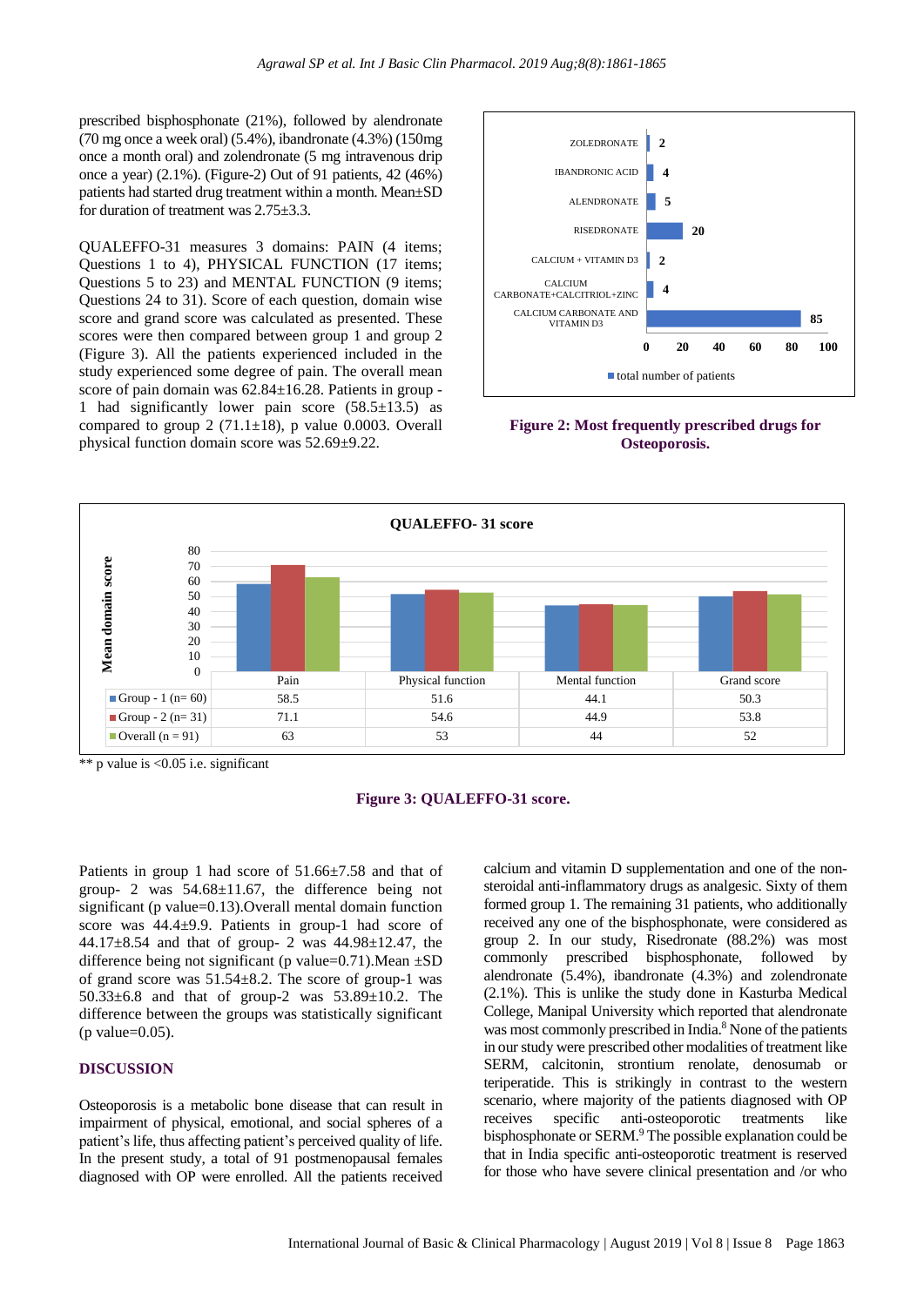prescribed bisphosphonate (21%), followed by alendronate (70 mg once a week oral) (5.4%), ibandronate (4.3%) (150mg once a month oral) and zolendronate (5 mg intravenous drip once a year) (2.1%). (Figure-2) Out of 91 patients, 42 (46%) patients had started drug treatment within a month. Mean±SD for duration of treatment was 2.75±3.3.

QUALEFFO-31 measures 3 domains: PAIN (4 items; Questions 1 to 4), PHYSICAL FUNCTION (17 items; Questions 5 to 23) and MENTAL FUNCTION (9 items; Questions 24 to 31). Score of each question, domain wise score and grand score was calculated as presented. These scores were then compared between group 1 and group 2 (Figure 3). All the patients experienced included in the study experienced some degree of pain. The overall mean score of pain domain was 62.84±16.28. Patients in group -1 had significantly lower pain score (58.5±13.5) as compared to group 2 (71.1±18), p value 0.0003. Overall physical function domain score was 52.69±9.22.

| Drug | Total number of patients |
|---|---|
| ZOLEDRONATE | 2 |
| IBANDRONIC ACID | 4 |
| ALENDRONATE | 5 |
| RISEDRONATE | 20 |
| CALCIUM + VITAMIN D3 | 2 |
| CALCIUM CARBONATE+CALCITRIOL+ZINC | 4 |
| CALCIUM CARBONATE AND VITAMIN D3 | 85 |

**Figure 2: Most frequently prescribed drugs for Osteoporosis.**

QUALEFFO- 31 score

| | Pain | Physical function | Mental function | Grand score |
|---|---|---|---|---|
| Group - 1 (n= 60) | 58.5 | 51.6 | 44.1 | 50.3 |
| Group - 2 (n= 31) | 71.1 | 54.6 | 44.9 | 53.8 |
| Overall (n = 91) | 63 | 53 | 44 | 52 |

** p value is <0.05 i.e. significant

**Figure 3: QUALEFFO-31 score.**

Patients in group 1 had score of 51.66±7.58 and that of group- 2 was 54.68±11.67, the difference being not significant (p value=0.13).Overall mental domain function score was 44.4±9.9. Patients in group-1 had score of 44.17±8.54 and that of group- 2 was 44.98±12.47, the difference being not significant (p value=0.71).Mean ±SD of grand score was 51.54±8.2. The score of group-1 was 50.33±6.8 and that of group-2 was 53.89±10.2. The difference between the groups was statistically significant (p value=0.05).

## DISCUSSION

Osteoporosis is a metabolic bone disease that can result in impairment of physical, emotional, and social spheres of a patient's life, thus affecting patient's perceived quality of life. In the present study, a total of 91 postmenopausal females diagnosed with OP were enrolled. All the patients received calcium and vitamin D supplementation and one of the non-steroidal anti-inflammatory drugs as analgesic. Sixty of them formed group 1. The remaining 31 patients, who additionally received any one of the bisphosphonate, were considered as group 2. In our study, Risedronate (88.2%) was most commonly prescribed bisphosphonate, followed by alendronate (5.4%), ibandronate (4.3%) and zolendronate (2.1%). This is unlike the study done in Kasturba Medical College, Manipal University which reported that alendronate was most commonly prescribed in India.[8] None of the patients in our study were prescribed other modalities of treatment like SERM, calcitonin, strontium renolate, denosumab or teriperatide. This is strikingly in contrast to the western scenario, where majority of the patients diagnosed with OP receives specific anti-osteoporotic treatments like bisphosphonate or SERM.[9] The possible explanation could be that in India specific anti-osteoporotic treatment is reserved for those who have severe clinical presentation and /or who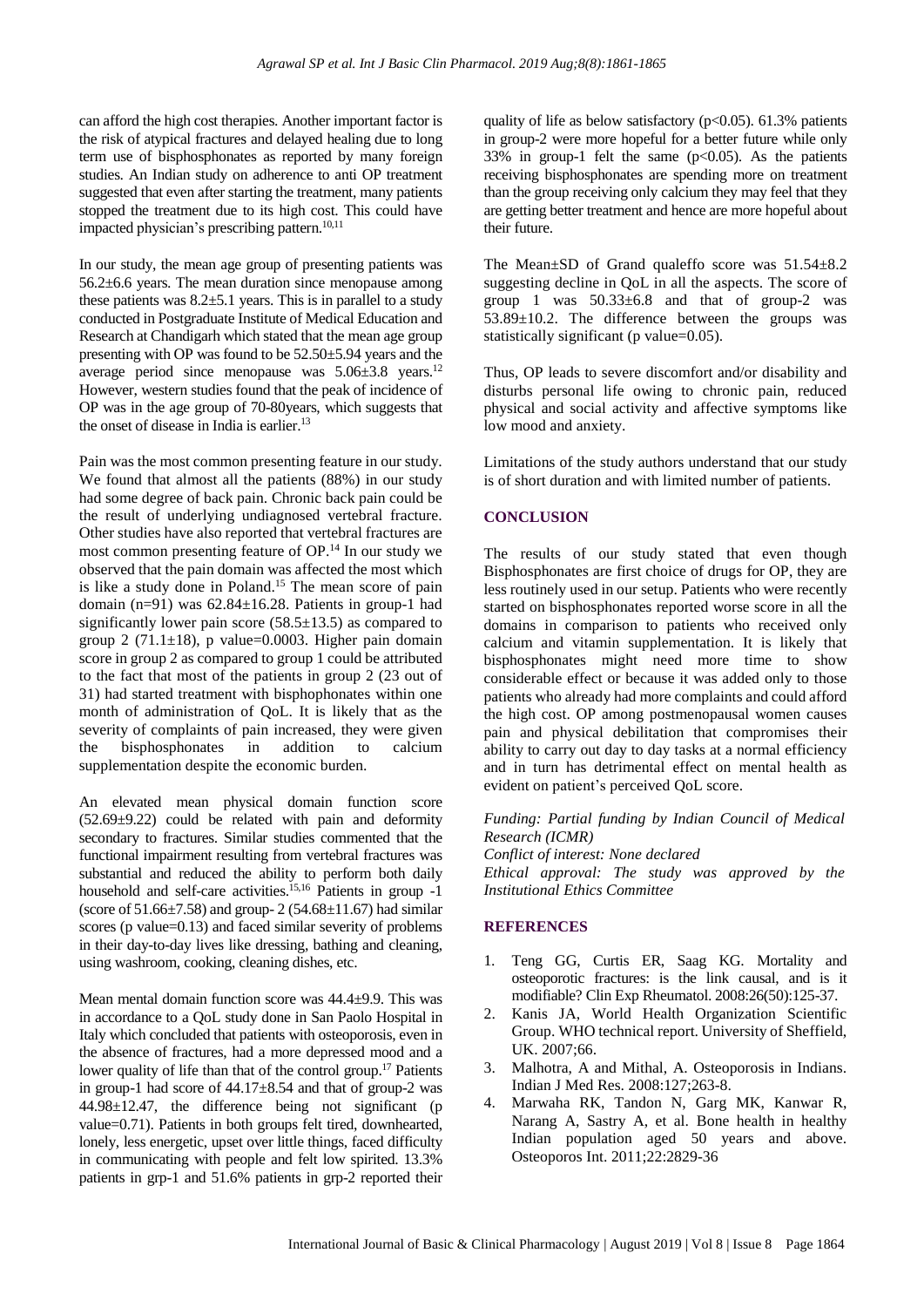can afford the high cost therapies. Another important factor is the risk of atypical fractures and delayed healing due to long term use of bisphosphonates as reported by many foreign studies. An Indian study on adherence to anti OP treatment suggested that even after starting the treatment, many patients stopped the treatment due to its high cost. This could have impacted physician's prescribing pattern.[10,11]

In our study, the mean age group of presenting patients was 56.2±6.6 years. The mean duration since menopause among these patients was 8.2±5.1 years. This is in parallel to a study conducted in Postgraduate Institute of Medical Education and Research at Chandigarh which stated that the mean age group presenting with OP was found to be 52.50±5.94 years and the average period since menopause was 5.06±3.8 years.[12] However, western studies found that the peak of incidence of OP was in the age group of 70-80years, which suggests that the onset of disease in India is earlier.[13]

Pain was the most common presenting feature in our study. We found that almost all the patients (88%) in our study had some degree of back pain. Chronic back pain could be the result of underlying undiagnosed vertebral fracture. Other studies have also reported that vertebral fractures are most common presenting feature of OP.[14] In our study we observed that the pain domain was affected the most which is like a study done in Poland.[15] The mean score of pain domain (n=91) was 62.84±16.28. Patients in group-1 had significantly lower pain score (58.5±13.5) as compared to group 2 (71.1±18), p value=0.0003. Higher pain domain score in group 2 as compared to group 1 could be attributed to the fact that most of the patients in group 2 (23 out of 31) had started treatment with bisphophonates within one month of administration of QoL. It is likely that as the severity of complaints of pain increased, they were given the bisphosphonates in addition to calcium supplementation despite the economic burden.

An elevated mean physical domain function score (52.69±9.22) could be related with pain and deformity secondary to fractures. Similar studies commented that the functional impairment resulting from vertebral fractures was substantial and reduced the ability to perform both daily household and self-care activities.[15,16] Patients in group -1 (score of 51.66±7.58) and group- 2 (54.68±11.67) had similar scores (p value=0.13) and faced similar severity of problems in their day-to-day lives like dressing, bathing and cleaning, using washroom, cooking, cleaning dishes, etc.

Mean mental domain function score was 44.4±9.9. This was in accordance to a QoL study done in San Paolo Hospital in Italy which concluded that patients with osteoporosis, even in the absence of fractures, had a more depressed mood and a lower quality of life than that of the control group.[17] Patients in group-1 had score of 44.17±8.54 and that of group-2 was 44.98±12.47, the difference being not significant (p value=0.71). Patients in both groups felt tired, downhearted, lonely, less energetic, upset over little things, faced difficulty in communicating with people and felt low spirited. 13.3% patients in grp-1 and 51.6% patients in grp-2 reported their quality of life as below satisfactory ($p<0.05$). 61.3% patients in group-2 were more hopeful for a better future while only 33% in group-1 felt the same ($p<0.05$). As the patients receiving bisphosphonates are spending more on treatment than the group receiving only calcium they may feel that they are getting better treatment and hence are more hopeful about their future.

The Mean±SD of Grand qualeffo score was 51.54±8.2 suggesting decline in QoL in all the aspects. The score of group 1 was 50.33±6.8 and that of group-2 was 53.89±10.2. The difference between the groups was statistically significant (p value=0.05).

Thus, OP leads to severe discomfort and/or disability and disturbs personal life owing to chronic pain, reduced physical and social activity and affective symptoms like low mood and anxiety.

Limitations of the study authors understand that our study is of short duration and with limited number of patients.

## CONCLUSION

The results of our study stated that even though Bisphosphonates are first choice of drugs for OP, they are less routinely used in our setup. Patients who were recently started on bisphosphonates reported worse score in all the domains in comparison to patients who received only calcium and vitamin supplementation. It is likely that bisphosphonates might need more time to show considerable effect or because it was added only to those patients who already had more complaints and could afford the high cost. OP among postmenopausal women causes pain and physical debilitation that compromises their ability to carry out day to day tasks at a normal efficiency and in turn has detrimental effect on mental health as evident on patient's perceived QoL score.

*Funding: Partial funding by Indian Council of Medical Research (ICMR)*
*Conflict of interest: None declared*
*Ethical approval: The study was approved by the Institutional Ethics Committee*

## REFERENCES

1. Teng GG, Curtis ER, Saag KG. Mortality and osteoporotic fractures: is the link causal, and is it modifiable? Clin Exp Rheumatol. 2008:26(50):125-37.
2. Kanis JA, World Health Organization Scientific Group. WHO technical report. University of Sheffield, UK. 2007;66.
3. Malhotra, A and Mithal, A. Osteoporosis in Indians. Indian J Med Res. 2008:127;263-8.
4. Marwaha RK, Tandon N, Garg MK, Kanwar R, Narang A, Sastry A, et al. Bone health in healthy Indian population aged 50 years and above. Osteoporos Int. 2011;22:2829-36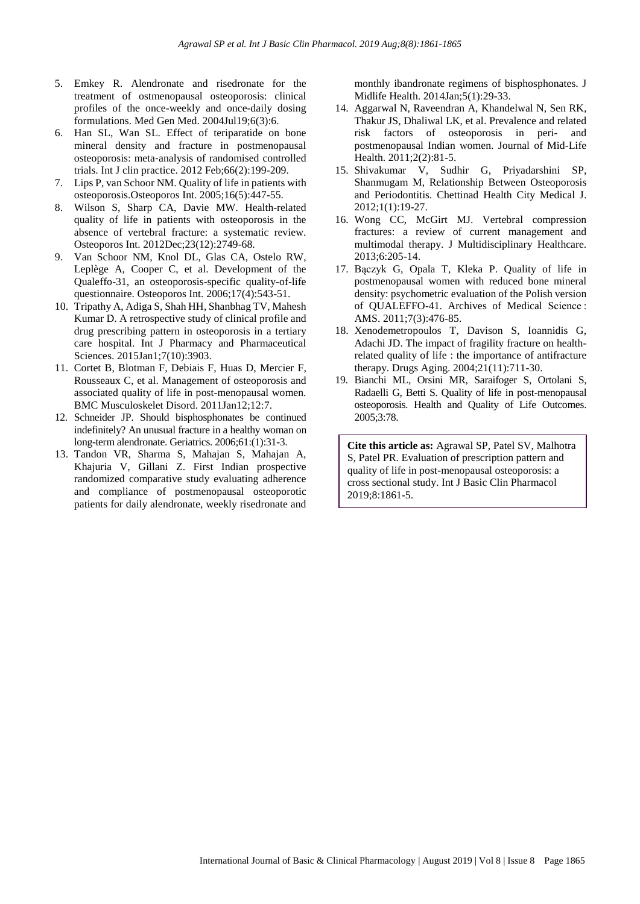5. Emkey R. Alendronate and risedronate for the treatment of ostmenopausal osteoporosis: clinical profiles of the once-weekly and once-daily dosing formulations. Med Gen Med. 2004Jul19;6(3):6.
6. Han SL, Wan SL. Effect of teriparatide on bone mineral density and fracture in postmenopausal osteoporosis: meta-analysis of randomised controlled trials. Int J clin practice. 2012 Feb;66(2):199-209.
7. Lips P, van Schoor NM. Quality of life in patients with osteoporosis.Osteoporos Int. 2005;16(5):447-55.
8. Wilson S, Sharp CA, Davie MW. Health-related quality of life in patients with osteoporosis in the absence of vertebral fracture: a systematic review. Osteoporos Int. 2012Dec;23(12):2749-68.
9. Van Schoor NM, Knol DL, Glas CA, Ostelo RW, Leplège A, Cooper C, et al. Development of the Qualeffo-31, an osteoporosis-specific quality-of-life questionnaire. Osteoporos Int. 2006;17(4):543-51.
10. Tripathy A, Adiga S, Shah HH, Shanbhag TV, Mahesh Kumar D. A retrospective study of clinical profile and drug prescribing pattern in osteoporosis in a tertiary care hospital. Int J Pharmacy and Pharmaceutical Sciences. 2015Jan1;7(10):3903.
11. Cortet B, Blotman F, Debiais F, Huas D, Mercier F, Rousseaux C, et al. Management of osteoporosis and associated quality of life in post-menopausal women. BMC Musculoskelet Disord. 2011Jan12;12:7.
12. Schneider JP. Should bisphosphonates be continued indefinitely? An unusual fracture in a healthy woman on long-term alendronate. Geriatrics. 2006;61:(1):31-3.
13. Tandon VR, Sharma S, Mahajan S, Mahajan A, Khajuria V, Gillani Z. First Indian prospective randomized comparative study evaluating adherence and compliance of postmenopausal osteoporotic patients for daily alendronate, weekly risedronate and monthly ibandronate regimens of bisphosphonates. J Midlife Health. 2014Jan;5(1):29-33.
14. Aggarwal N, Raveendran A, Khandelwal N, Sen RK, Thakur JS, Dhaliwal LK, et al. Prevalence and related risk factors of osteoporosis in peri- and postmenopausal Indian women. Journal of Mid-Life Health. 2011;2(2):81-5.
15. Shivakumar V, Sudhir G, Priyadarshini SP, Shanmugam M, Relationship Between Osteoporosis and Periodontitis. Chettinad Health City Medical J. 2012;1(1):19-27.
16. Wong CC, McGirt MJ. Vertebral compression fractures: a review of current management and multimodal therapy. J Multidisciplinary Healthcare. 2013;6:205-14.
17. Bączyk G, Opala T, Kleka P. Quality of life in postmenopausal women with reduced bone mineral density: psychometric evaluation of the Polish version of QUALEFFO-41. Archives of Medical Science : AMS. 2011;7(3):476-85.
18. Xenodemetropoulos T, Davison S, Ioannidis G, Adachi JD. The impact of fragility fracture on health-related quality of life : the importance of antifracture therapy. Drugs Aging. 2004;21(11):711-30.
19. Bianchi ML, Orsini MR, Saraifoger S, Ortolani S, Radaelli G, Betti S. Quality of life in post-menopausal osteoporosis. Health and Quality of Life Outcomes. 2005;3:78.

**Cite this article as:** Agrawal SP, Patel SV, Malhotra S, Patel PR. Evaluation of prescription pattern and quality of life in post-menopausal osteoporosis: a cross sectional study. Int J Basic Clin Pharmacol 2019;8:1861-5.